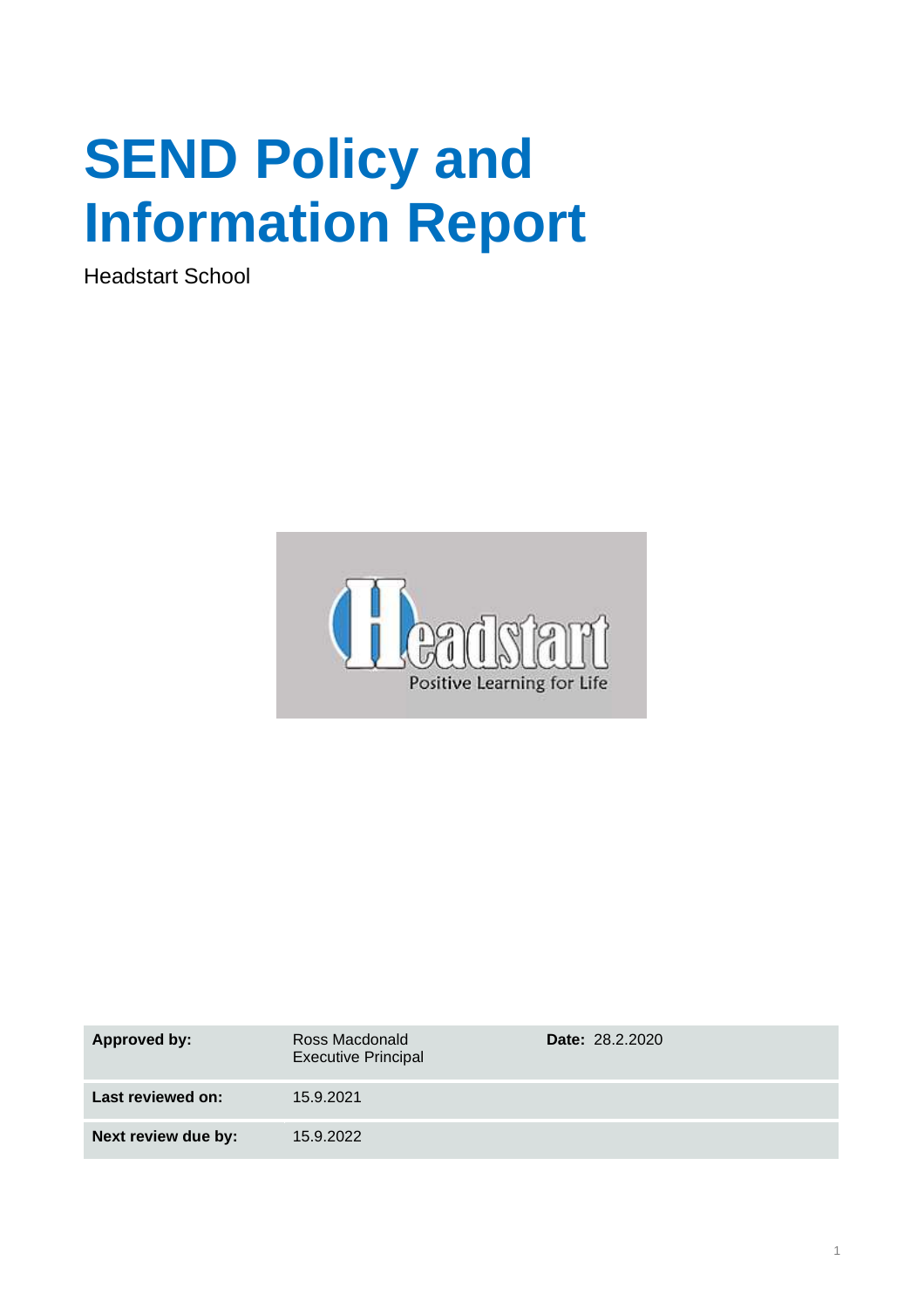# SEND Policy and Information Report

Headstart School

| **Approved by:** | Ross Macdonald<br>Executive Principal | **Date:** 28.2.2020 |
|---|---|---|
| **Last reviewed on:** | 15.9.2021 | |
| **Next review due by:** | 15.9.2022 | |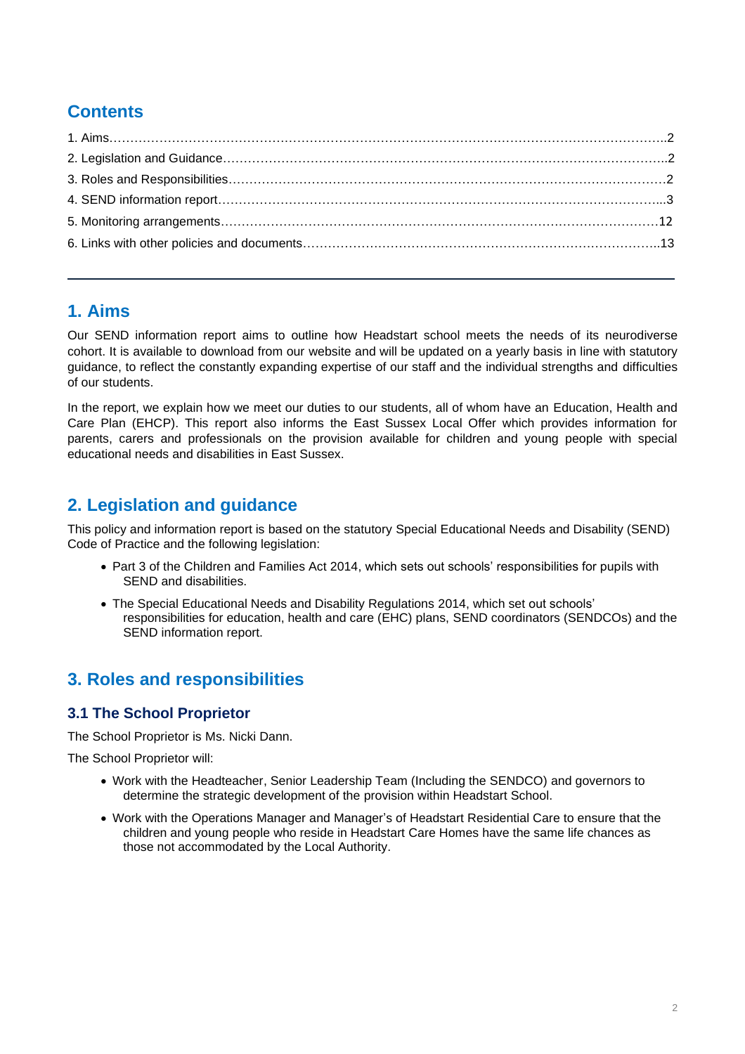## Contents

1. Aims……………………………………………………………………………………………………………..2
2. Legislation and Guidance…………………………………………………………………………………..2
3. Roles and Responsibilities…………………………………………………………………………………2
4. SEND information report…………………………………………………………………………………...3
5. Monitoring arrangements…………………………………………………………………………………12
6. Links with other policies and documents………………………………………………………………..13

---

## 1. Aims

Our SEND information report aims to outline how Headstart school meets the needs of its neurodiverse cohort. It is available to download from our website and will be updated on a yearly basis in line with statutory guidance, to reflect the constantly expanding expertise of our staff and the individual strengths and difficulties of our students.

In the report, we explain how we meet our duties to our students, all of whom have an Education, Health and Care Plan (EHCP). This report also informs the East Sussex Local Offer which provides information for parents, carers and professionals on the provision available for children and young people with special educational needs and disabilities in East Sussex.

## 2. Legislation and guidance

This policy and information report is based on the statutory Special Educational Needs and Disability (SEND) Code of Practice and the following legislation:

- Part 3 of the Children and Families Act 2014, which sets out schools' responsibilities for pupils with SEND and disabilities.
- The Special Educational Needs and Disability Regulations 2014, which set out schools' responsibilities for education, health and care (EHC) plans, SEND coordinators (SENDCOs) and the SEND information report.

## 3. Roles and responsibilities

### 3.1 The School Proprietor

The School Proprietor is Ms. Nicki Dann.

The School Proprietor will:

- Work with the Headteacher, Senior Leadership Team (Including the SENDCO) and governors to determine the strategic development of the provision within Headstart School.
- Work with the Operations Manager and Manager's of Headstart Residential Care to ensure that the children and young people who reside in Headstart Care Homes have the same life chances as those not accommodated by the Local Authority.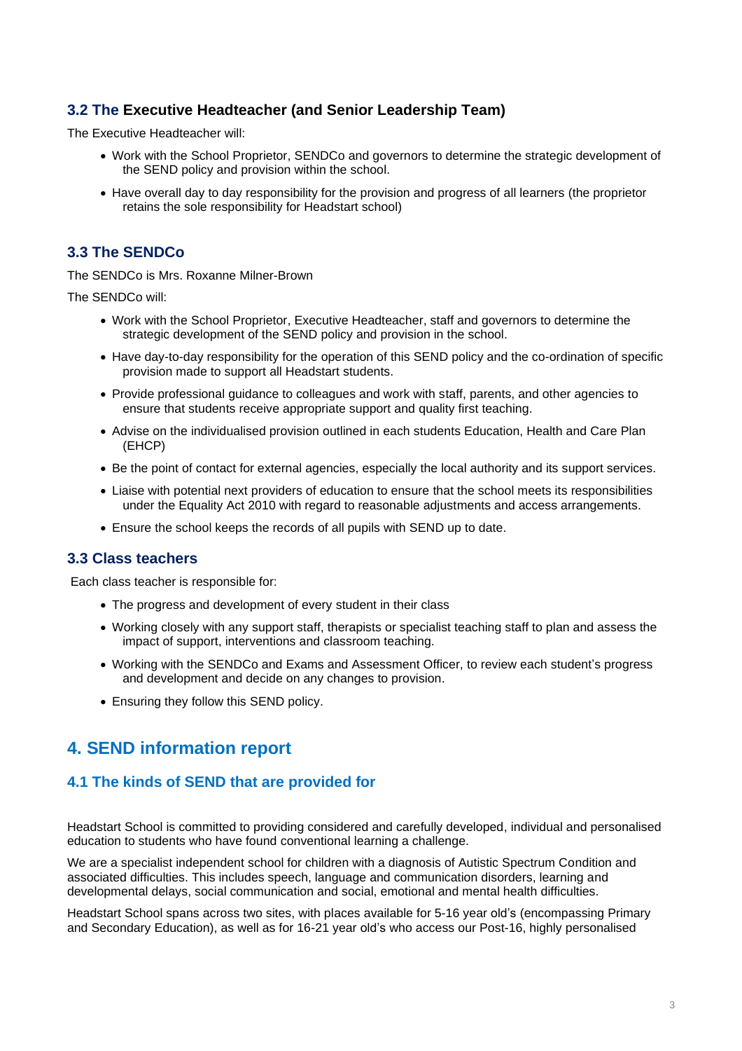### 3.2 The Executive Headteacher (and Senior Leadership Team)

The Executive Headteacher will:

- Work with the School Proprietor, SENDCo and governors to determine the strategic development of the SEND policy and provision within the school.
- Have overall day to day responsibility for the provision and progress of all learners (the proprietor retains the sole responsibility for Headstart school)

### 3.3 The SENDCo

The SENDCo is Mrs. Roxanne Milner-Brown

The SENDCo will:

- Work with the School Proprietor, Executive Headteacher, staff and governors to determine the strategic development of the SEND policy and provision in the school.
- Have day-to-day responsibility for the operation of this SEND policy and the co-ordination of specific provision made to support all Headstart students.
- Provide professional guidance to colleagues and work with staff, parents, and other agencies to ensure that students receive appropriate support and quality first teaching.
- Advise on the individualised provision outlined in each students Education, Health and Care Plan (EHCP)
- Be the point of contact for external agencies, especially the local authority and its support services.
- Liaise with potential next providers of education to ensure that the school meets its responsibilities under the Equality Act 2010 with regard to reasonable adjustments and access arrangements.
- Ensure the school keeps the records of all pupils with SEND up to date.

### 3.3 Class teachers

Each class teacher is responsible for:

- The progress and development of every student in their class
- Working closely with any support staff, therapists or specialist teaching staff to plan and assess the impact of support, interventions and classroom teaching.
- Working with the SENDCo and Exams and Assessment Officer, to review each student's progress and development and decide on any changes to provision.
- Ensuring they follow this SEND policy.

## 4. SEND information report

### 4.1 The kinds of SEND that are provided for

Headstart School is committed to providing considered and carefully developed, individual and personalised education to students who have found conventional learning a challenge.

We are a specialist independent school for children with a diagnosis of Autistic Spectrum Condition and associated difficulties. This includes speech, language and communication disorders, learning and developmental delays, social communication and social, emotional and mental health difficulties.

Headstart School spans across two sites, with places available for 5-16 year old's (encompassing Primary and Secondary Education), as well as for 16-21 year old's who access our Post-16, highly personalised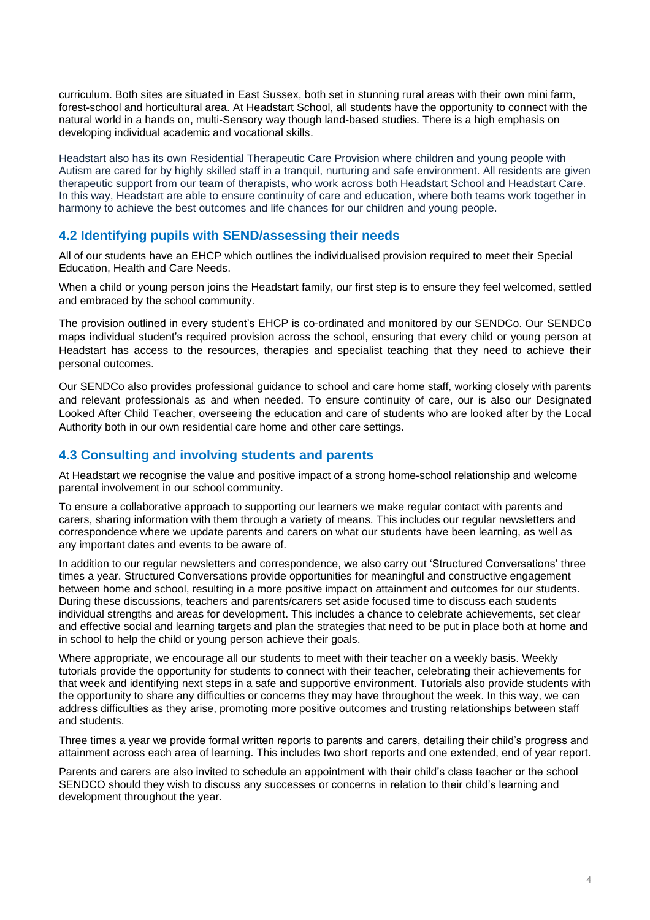curriculum. Both sites are situated in East Sussex, both set in stunning rural areas with their own mini farm, forest-school and horticultural area. At Headstart School, all students have the opportunity to connect with the natural world in a hands on, multi-Sensory way though land-based studies. There is a high emphasis on developing individual academic and vocational skills.

Headstart also has its own Residential Therapeutic Care Provision where children and young people with Autism are cared for by highly skilled staff in a tranquil, nurturing and safe environment. All residents are given therapeutic support from our team of therapists, who work across both Headstart School and Headstart Care. In this way, Headstart are able to ensure continuity of care and education, where both teams work together in harmony to achieve the best outcomes and life chances for our children and young people.

## 4.2 Identifying pupils with SEND/assessing their needs

All of our students have an EHCP which outlines the individualised provision required to meet their Special Education, Health and Care Needs.

When a child or young person joins the Headstart family, our first step is to ensure they feel welcomed, settled and embraced by the school community.

The provision outlined in every student's EHCP is co-ordinated and monitored by our SENDCo. Our SENDCo maps individual student's required provision across the school, ensuring that every child or young person at Headstart has access to the resources, therapies and specialist teaching that they need to achieve their personal outcomes.

Our SENDCo also provides professional guidance to school and care home staff, working closely with parents and relevant professionals as and when needed. To ensure continuity of care, our is also our Designated Looked After Child Teacher, overseeing the education and care of students who are looked after by the Local Authority both in our own residential care home and other care settings.

## 4.3 Consulting and involving students and parents

At Headstart we recognise the value and positive impact of a strong home-school relationship and welcome parental involvement in our school community.

To ensure a collaborative approach to supporting our learners we make regular contact with parents and carers, sharing information with them through a variety of means. This includes our regular newsletters and correspondence where we update parents and carers on what our students have been learning, as well as any important dates and events to be aware of.

In addition to our regular newsletters and correspondence, we also carry out 'Structured Conversations' three times a year. Structured Conversations provide opportunities for meaningful and constructive engagement between home and school, resulting in a more positive impact on attainment and outcomes for our students. During these discussions, teachers and parents/carers set aside focused time to discuss each students individual strengths and areas for development. This includes a chance to celebrate achievements, set clear and effective social and learning targets and plan the strategies that need to be put in place both at home and in school to help the child or young person achieve their goals.

Where appropriate, we encourage all our students to meet with their teacher on a weekly basis. Weekly tutorials provide the opportunity for students to connect with their teacher, celebrating their achievements for that week and identifying next steps in a safe and supportive environment. Tutorials also provide students with the opportunity to share any difficulties or concerns they may have throughout the week. In this way, we can address difficulties as they arise, promoting more positive outcomes and trusting relationships between staff and students.

Three times a year we provide formal written reports to parents and carers, detailing their child's progress and attainment across each area of learning. This includes two short reports and one extended, end of year report.

Parents and carers are also invited to schedule an appointment with their child's class teacher or the school SENDCO should they wish to discuss any successes or concerns in relation to their child's learning and development throughout the year.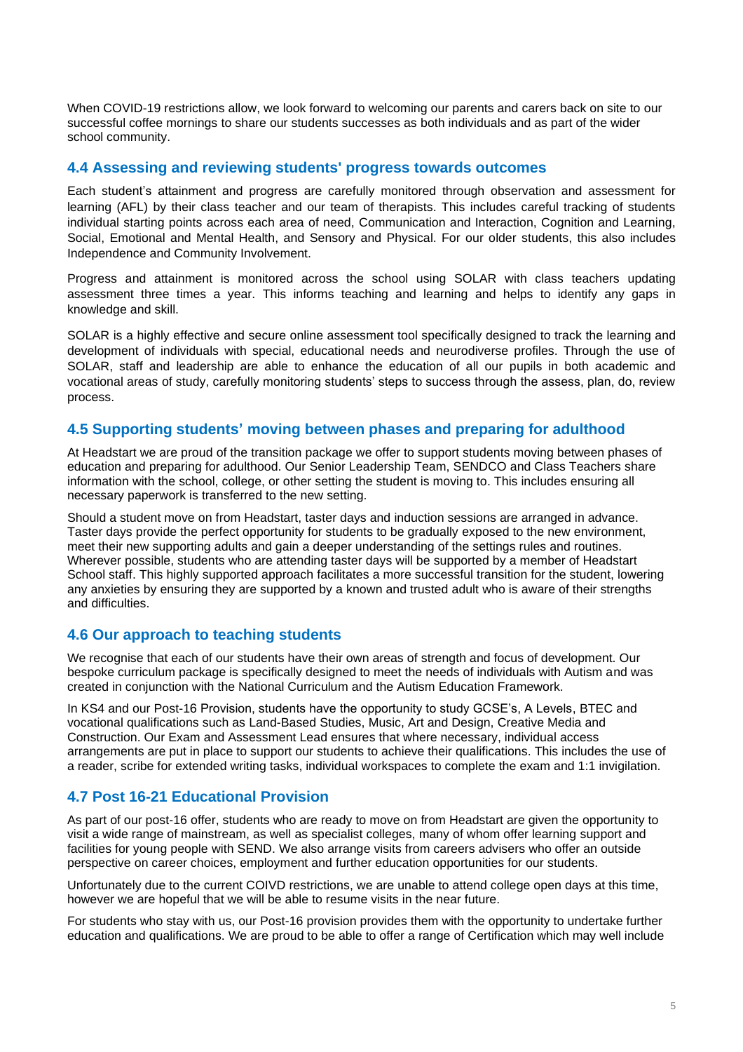When COVID-19 restrictions allow, we look forward to welcoming our parents and carers back on site to our successful coffee mornings to share our students successes as both individuals and as part of the wider school community.

## 4.4 Assessing and reviewing students' progress towards outcomes

Each student's attainment and progress are carefully monitored through observation and assessment for learning (AFL) by their class teacher and our team of therapists. This includes careful tracking of students individual starting points across each area of need, Communication and Interaction, Cognition and Learning, Social, Emotional and Mental Health, and Sensory and Physical. For our older students, this also includes Independence and Community Involvement.

Progress and attainment is monitored across the school using SOLAR with class teachers updating assessment three times a year. This informs teaching and learning and helps to identify any gaps in knowledge and skill.

SOLAR is a highly effective and secure online assessment tool specifically designed to track the learning and development of individuals with special, educational needs and neurodiverse profiles. Through the use of SOLAR, staff and leadership are able to enhance the education of all our pupils in both academic and vocational areas of study, carefully monitoring students' steps to success through the assess, plan, do, review process.

## 4.5 Supporting students' moving between phases and preparing for adulthood

At Headstart we are proud of the transition package we offer to support students moving between phases of education and preparing for adulthood. Our Senior Leadership Team, SENDCO and Class Teachers share information with the school, college, or other setting the student is moving to. This includes ensuring all necessary paperwork is transferred to the new setting.

Should a student move on from Headstart, taster days and induction sessions are arranged in advance. Taster days provide the perfect opportunity for students to be gradually exposed to the new environment, meet their new supporting adults and gain a deeper understanding of the settings rules and routines. Wherever possible, students who are attending taster days will be supported by a member of Headstart School staff. This highly supported approach facilitates a more successful transition for the student, lowering any anxieties by ensuring they are supported by a known and trusted adult who is aware of their strengths and difficulties.

## 4.6 Our approach to teaching students

We recognise that each of our students have their own areas of strength and focus of development. Our bespoke curriculum package is specifically designed to meet the needs of individuals with Autism and was created in conjunction with the National Curriculum and the Autism Education Framework.

In KS4 and our Post-16 Provision, students have the opportunity to study GCSE's, A Levels, BTEC and vocational qualifications such as Land-Based Studies, Music, Art and Design, Creative Media and Construction. Our Exam and Assessment Lead ensures that where necessary, individual access arrangements are put in place to support our students to achieve their qualifications. This includes the use of a reader, scribe for extended writing tasks, individual workspaces to complete the exam and 1:1 invigilation.

## 4.7 Post 16-21 Educational Provision

As part of our post-16 offer, students who are ready to move on from Headstart are given the opportunity to visit a wide range of mainstream, as well as specialist colleges, many of whom offer learning support and facilities for young people with SEND. We also arrange visits from careers advisers who offer an outside perspective on career choices, employment and further education opportunities for our students.

Unfortunately due to the current COIVD restrictions, we are unable to attend college open days at this time, however we are hopeful that we will be able to resume visits in the near future.

For students who stay with us, our Post-16 provision provides them with the opportunity to undertake further education and qualifications. We are proud to be able to offer a range of Certification which may well include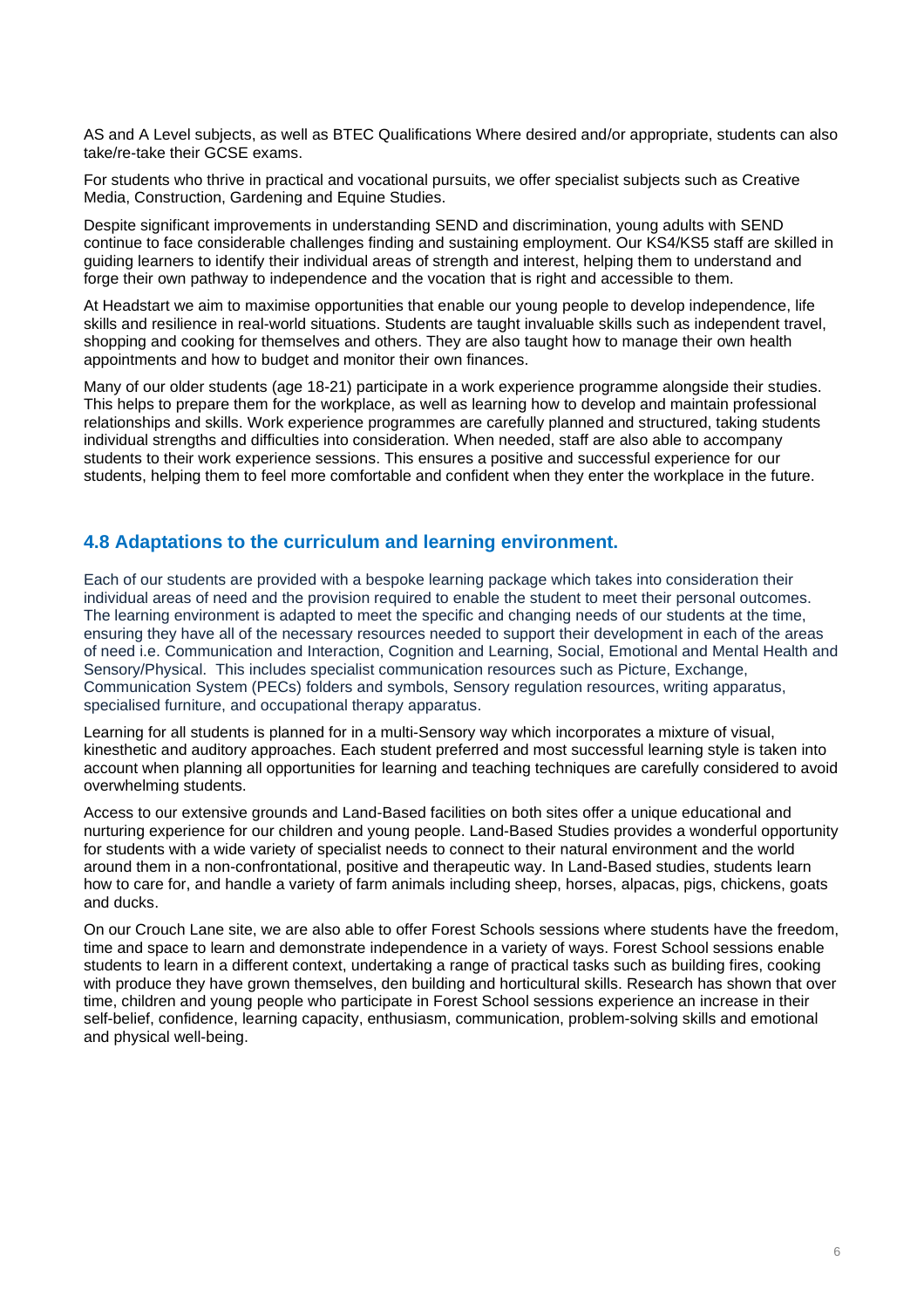AS and A Level subjects, as well as BTEC Qualifications Where desired and/or appropriate, students can also take/re-take their GCSE exams.

For students who thrive in practical and vocational pursuits, we offer specialist subjects such as Creative Media, Construction, Gardening and Equine Studies.

Despite significant improvements in understanding SEND and discrimination, young adults with SEND continue to face considerable challenges finding and sustaining employment. Our KS4/KS5 staff are skilled in guiding learners to identify their individual areas of strength and interest, helping them to understand and forge their own pathway to independence and the vocation that is right and accessible to them.

At Headstart we aim to maximise opportunities that enable our young people to develop independence, life skills and resilience in real-world situations. Students are taught invaluable skills such as independent travel, shopping and cooking for themselves and others. They are also taught how to manage their own health appointments and how to budget and monitor their own finances.

Many of our older students (age 18-21) participate in a work experience programme alongside their studies. This helps to prepare them for the workplace, as well as learning how to develop and maintain professional relationships and skills. Work experience programmes are carefully planned and structured, taking students individual strengths and difficulties into consideration. When needed, staff are also able to accompany students to their work experience sessions. This ensures a positive and successful experience for our students, helping them to feel more comfortable and confident when they enter the workplace in the future.

## 4.8 Adaptations to the curriculum and learning environment.

Each of our students are provided with a bespoke learning package which takes into consideration their individual areas of need and the provision required to enable the student to meet their personal outcomes. The learning environment is adapted to meet the specific and changing needs of our students at the time, ensuring they have all of the necessary resources needed to support their development in each of the areas of need i.e. Communication and Interaction, Cognition and Learning, Social, Emotional and Mental Health and Sensory/Physical. This includes specialist communication resources such as Picture, Exchange, Communication System (PECs) folders and symbols, Sensory regulation resources, writing apparatus, specialised furniture, and occupational therapy apparatus.

Learning for all students is planned for in a multi-Sensory way which incorporates a mixture of visual, kinesthetic and auditory approaches. Each student preferred and most successful learning style is taken into account when planning all opportunities for learning and teaching techniques are carefully considered to avoid overwhelming students.

Access to our extensive grounds and Land-Based facilities on both sites offer a unique educational and nurturing experience for our children and young people. Land-Based Studies provides a wonderful opportunity for students with a wide variety of specialist needs to connect to their natural environment and the world around them in a non-confrontational, positive and therapeutic way. In Land-Based studies, students learn how to care for, and handle a variety of farm animals including sheep, horses, alpacas, pigs, chickens, goats and ducks.

On our Crouch Lane site, we are also able to offer Forest Schools sessions where students have the freedom, time and space to learn and demonstrate independence in a variety of ways. Forest School sessions enable students to learn in a different context, undertaking a range of practical tasks such as building fires, cooking with produce they have grown themselves, den building and horticultural skills. Research has shown that over time, children and young people who participate in Forest School sessions experience an increase in their self-belief, confidence, learning capacity, enthusiasm, communication, problem-solving skills and emotional and physical well-being.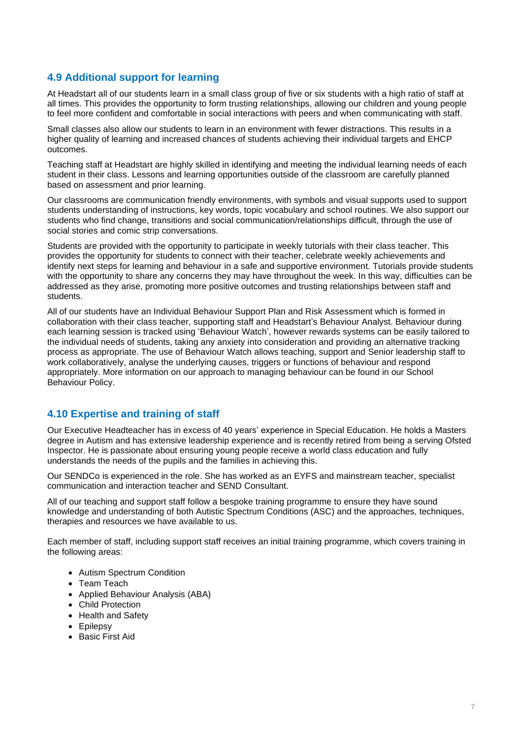## 4.9 Additional support for learning

At Headstart all of our students learn in a small class group of five or six students with a high ratio of staff at all times. This provides the opportunity to form trusting relationships, allowing our children and young people to feel more confident and comfortable in social interactions with peers and when communicating with staff.

Small classes also allow our students to learn in an environment with fewer distractions. This results in a higher quality of learning and increased chances of students achieving their individual targets and EHCP outcomes.

Teaching staff at Headstart are highly skilled in identifying and meeting the individual learning needs of each student in their class. Lessons and learning opportunities outside of the classroom are carefully planned based on assessment and prior learning.

Our classrooms are communication friendly environments, with symbols and visual supports used to support students understanding of instructions, key words, topic vocabulary and school routines. We also support our students who find change, transitions and social communication/relationships difficult, through the use of social stories and comic strip conversations.

Students are provided with the opportunity to participate in weekly tutorials with their class teacher. This provides the opportunity for students to connect with their teacher, celebrate weekly achievements and identify next steps for learning and behaviour in a safe and supportive environment. Tutorials provide students with the opportunity to share any concerns they may have throughout the week. In this way, difficulties can be addressed as they arise, promoting more positive outcomes and trusting relationships between staff and students.

All of our students have an Individual Behaviour Support Plan and Risk Assessment which is formed in collaboration with their class teacher, supporting staff and Headstart's Behaviour Analyst. Behaviour during each learning session is tracked using 'Behaviour Watch', however rewards systems can be easily tailored to the individual needs of students, taking any anxiety into consideration and providing an alternative tracking process as appropriate. The use of Behaviour Watch allows teaching, support and Senior leadership staff to work collaboratively, analyse the underlying causes, triggers or functions of behaviour and respond appropriately. More information on our approach to managing behaviour can be found in our School Behaviour Policy.

## 4.10 Expertise and training of staff

Our Executive Headteacher has in excess of 40 years' experience in Special Education. He holds a Masters degree in Autism and has extensive leadership experience and is recently retired from being a serving Ofsted Inspector. He is passionate about ensuring young people receive a world class education and fully understands the needs of the pupils and the families in achieving this.

Our SENDCo is experienced in the role. She has worked as an EYFS and mainstream teacher, specialist communication and interaction teacher and SEND Consultant.

All of our teaching and support staff follow a bespoke training programme to ensure they have sound knowledge and understanding of both Autistic Spectrum Conditions (ASC) and the approaches, techniques, therapies and resources we have available to us.

Each member of staff, including support staff receives an initial training programme, which covers training in the following areas:

- Autism Spectrum Condition
- Team Teach
- Applied Behaviour Analysis (ABA)
- Child Protection
- Health and Safety
- Epilepsy
- Basic First Aid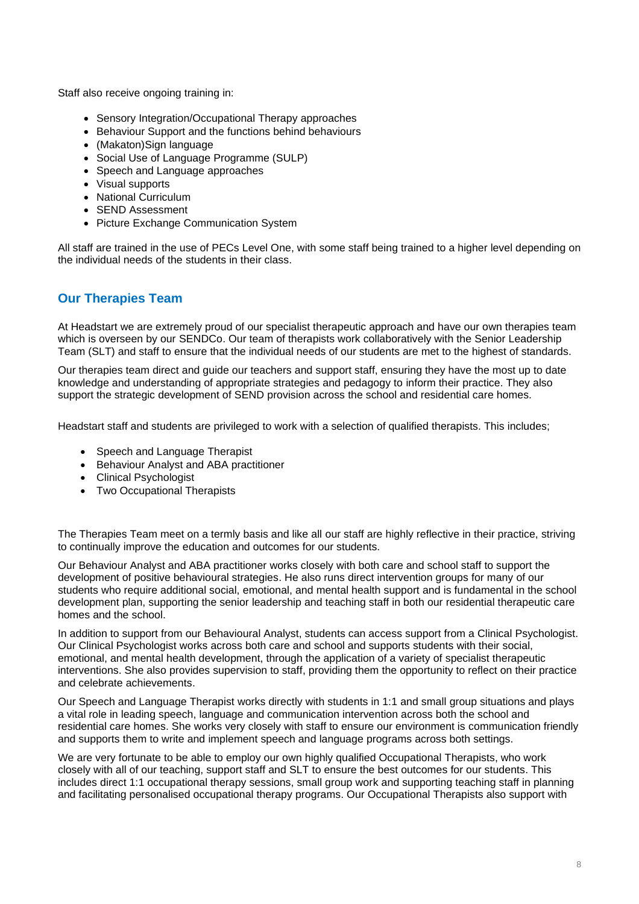Staff also receive ongoing training in:

- Sensory Integration/Occupational Therapy approaches
- Behaviour Support and the functions behind behaviours
- (Makaton)Sign language
- Social Use of Language Programme (SULP)
- Speech and Language approaches
- Visual supports
- National Curriculum
- SEND Assessment
- Picture Exchange Communication System

All staff are trained in the use of PECs Level One, with some staff being trained to a higher level depending on the individual needs of the students in their class.

## Our Therapies Team

At Headstart we are extremely proud of our specialist therapeutic approach and have our own therapies team which is overseen by our SENDCo. Our team of therapists work collaboratively with the Senior Leadership Team (SLT) and staff to ensure that the individual needs of our students are met to the highest of standards.

Our therapies team direct and guide our teachers and support staff, ensuring they have the most up to date knowledge and understanding of appropriate strategies and pedagogy to inform their practice. They also support the strategic development of SEND provision across the school and residential care homes.

Headstart staff and students are privileged to work with a selection of qualified therapists. This includes;

- Speech and Language Therapist
- Behaviour Analyst and ABA practitioner
- Clinical Psychologist
- Two Occupational Therapists

The Therapies Team meet on a termly basis and like all our staff are highly reflective in their practice, striving to continually improve the education and outcomes for our students.

Our Behaviour Analyst and ABA practitioner works closely with both care and school staff to support the development of positive behavioural strategies. He also runs direct intervention groups for many of our students who require additional social, emotional, and mental health support and is fundamental in the school development plan, supporting the senior leadership and teaching staff in both our residential therapeutic care homes and the school.

In addition to support from our Behavioural Analyst, students can access support from a Clinical Psychologist. Our Clinical Psychologist works across both care and school and supports students with their social, emotional, and mental health development, through the application of a variety of specialist therapeutic interventions. She also provides supervision to staff, providing them the opportunity to reflect on their practice and celebrate achievements.

Our Speech and Language Therapist works directly with students in 1:1 and small group situations and plays a vital role in leading speech, language and communication intervention across both the school and residential care homes. She works very closely with staff to ensure our environment is communication friendly and supports them to write and implement speech and language programs across both settings.

We are very fortunate to be able to employ our own highly qualified Occupational Therapists, who work closely with all of our teaching, support staff and SLT to ensure the best outcomes for our students. This includes direct 1:1 occupational therapy sessions, small group work and supporting teaching staff in planning and facilitating personalised occupational therapy programs. Our Occupational Therapists also support with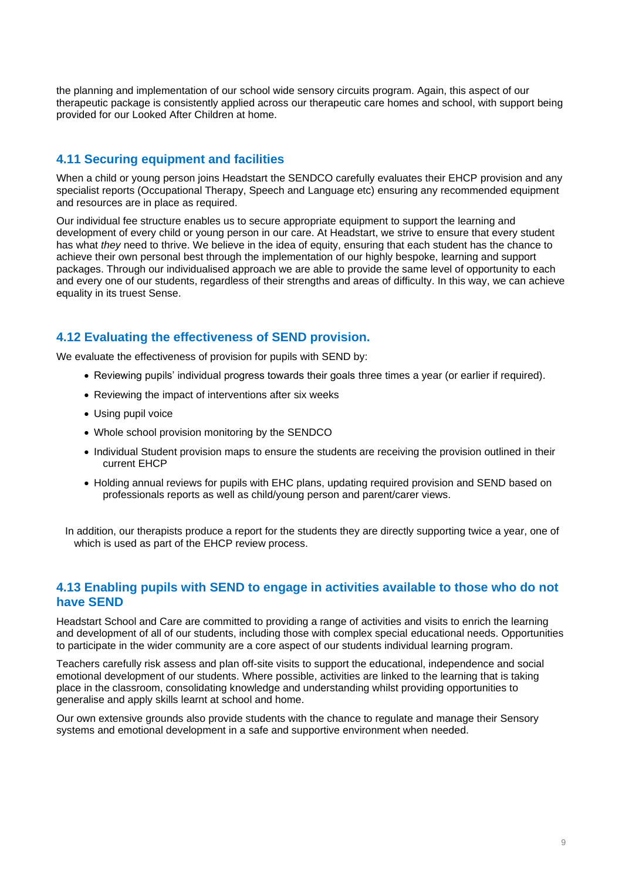the planning and implementation of our school wide sensory circuits program. Again, this aspect of our therapeutic package is consistently applied across our therapeutic care homes and school, with support being provided for our Looked After Children at home.

## 4.11 Securing equipment and facilities

When a child or young person joins Headstart the SENDCO carefully evaluates their EHCP provision and any specialist reports (Occupational Therapy, Speech and Language etc) ensuring any recommended equipment and resources are in place as required.

Our individual fee structure enables us to secure appropriate equipment to support the learning and development of every child or young person in our care. At Headstart, we strive to ensure that every student has what *they* need to thrive. We believe in the idea of equity, ensuring that each student has the chance to achieve their own personal best through the implementation of our highly bespoke, learning and support packages. Through our individualised approach we are able to provide the same level of opportunity to each and every one of our students, regardless of their strengths and areas of difficulty. In this way, we can achieve equality in its truest Sense.

## 4.12 Evaluating the effectiveness of SEND provision.

We evaluate the effectiveness of provision for pupils with SEND by:

- Reviewing pupils' individual progress towards their goals three times a year (or earlier if required).
- Reviewing the impact of interventions after six weeks
- Using pupil voice
- Whole school provision monitoring by the SENDCO
- Individual Student provision maps to ensure the students are receiving the provision outlined in their current EHCP
- Holding annual reviews for pupils with EHC plans, updating required provision and SEND based on professionals reports as well as child/young person and parent/carer views.

In addition, our therapists produce a report for the students they are directly supporting twice a year, one of which is used as part of the EHCP review process.

## 4.13 Enabling pupils with SEND to engage in activities available to those who do not have SEND

Headstart School and Care are committed to providing a range of activities and visits to enrich the learning and development of all of our students, including those with complex special educational needs. Opportunities to participate in the wider community are a core aspect of our students individual learning program.

Teachers carefully risk assess and plan off-site visits to support the educational, independence and social emotional development of our students. Where possible, activities are linked to the learning that is taking place in the classroom, consolidating knowledge and understanding whilst providing opportunities to generalise and apply skills learnt at school and home.

Our own extensive grounds also provide students with the chance to regulate and manage their Sensory systems and emotional development in a safe and supportive environment when needed.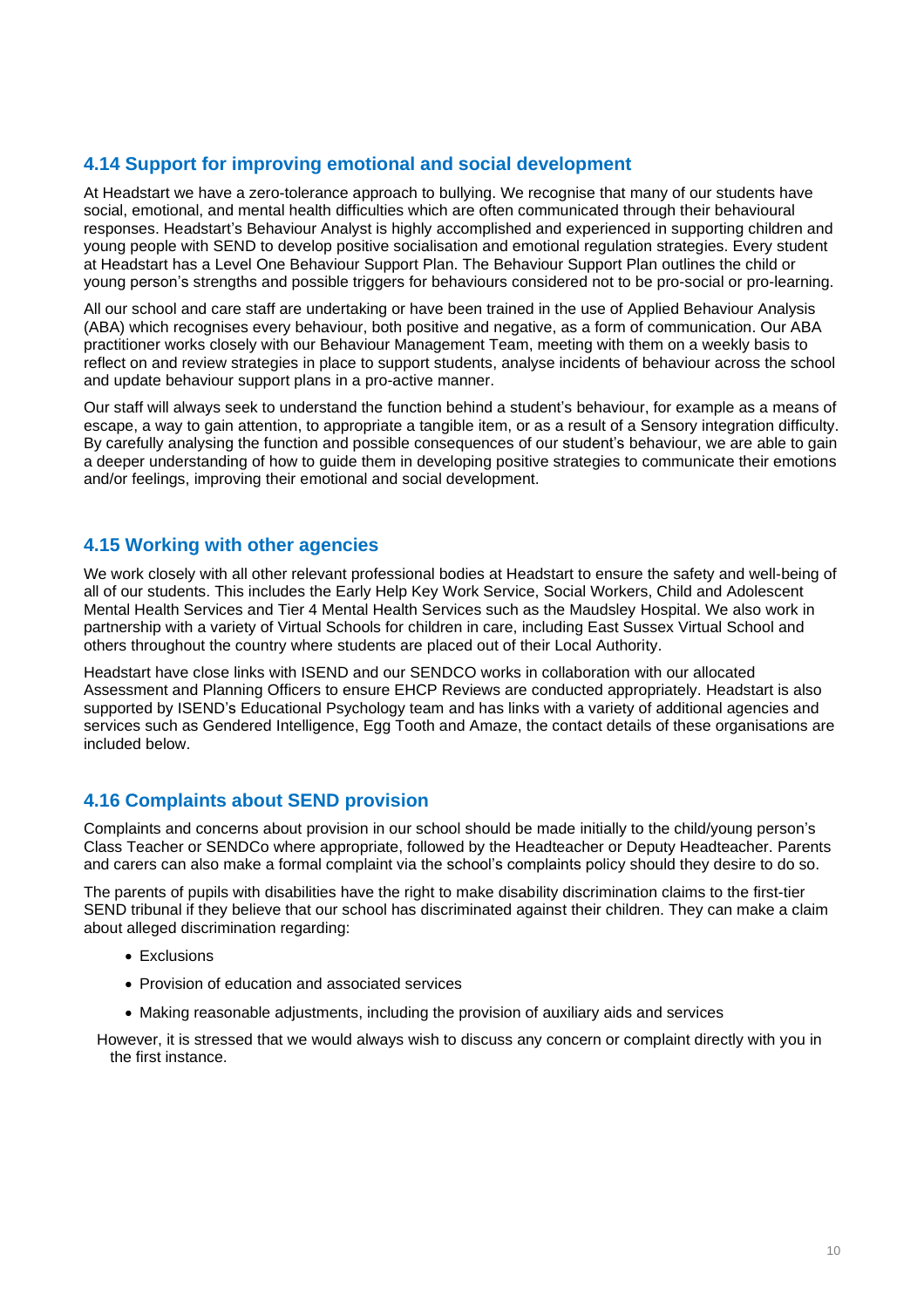## 4.14 Support for improving emotional and social development

At Headstart we have a zero-tolerance approach to bullying. We recognise that many of our students have social, emotional, and mental health difficulties which are often communicated through their behavioural responses. Headstart's Behaviour Analyst is highly accomplished and experienced in supporting children and young people with SEND to develop positive socialisation and emotional regulation strategies. Every student at Headstart has a Level One Behaviour Support Plan. The Behaviour Support Plan outlines the child or young person's strengths and possible triggers for behaviours considered not to be pro-social or pro-learning.

All our school and care staff are undertaking or have been trained in the use of Applied Behaviour Analysis (ABA) which recognises every behaviour, both positive and negative, as a form of communication. Our ABA practitioner works closely with our Behaviour Management Team, meeting with them on a weekly basis to reflect on and review strategies in place to support students, analyse incidents of behaviour across the school and update behaviour support plans in a pro-active manner.

Our staff will always seek to understand the function behind a student's behaviour, for example as a means of escape, a way to gain attention, to appropriate a tangible item, or as a result of a Sensory integration difficulty. By carefully analysing the function and possible consequences of our student's behaviour, we are able to gain a deeper understanding of how to guide them in developing positive strategies to communicate their emotions and/or feelings, improving their emotional and social development.

## 4.15 Working with other agencies

We work closely with all other relevant professional bodies at Headstart to ensure the safety and well-being of all of our students. This includes the Early Help Key Work Service, Social Workers, Child and Adolescent Mental Health Services and Tier 4 Mental Health Services such as the Maudsley Hospital. We also work in partnership with a variety of Virtual Schools for children in care, including East Sussex Virtual School and others throughout the country where students are placed out of their Local Authority.

Headstart have close links with ISEND and our SENDCO works in collaboration with our allocated Assessment and Planning Officers to ensure EHCP Reviews are conducted appropriately. Headstart is also supported by ISEND's Educational Psychology team and has links with a variety of additional agencies and services such as Gendered Intelligence, Egg Tooth and Amaze, the contact details of these organisations are included below.

## 4.16 Complaints about SEND provision

Complaints and concerns about provision in our school should be made initially to the child/young person's Class Teacher or SENDCo where appropriate, followed by the Headteacher or Deputy Headteacher. Parents and carers can also make a formal complaint via the school's complaints policy should they desire to do so.

The parents of pupils with disabilities have the right to make disability discrimination claims to the first-tier SEND tribunal if they believe that our school has discriminated against their children. They can make a claim about alleged discrimination regarding:

- Exclusions
- Provision of education and associated services
- Making reasonable adjustments, including the provision of auxiliary aids and services

However, it is stressed that we would always wish to discuss any concern or complaint directly with you in the first instance.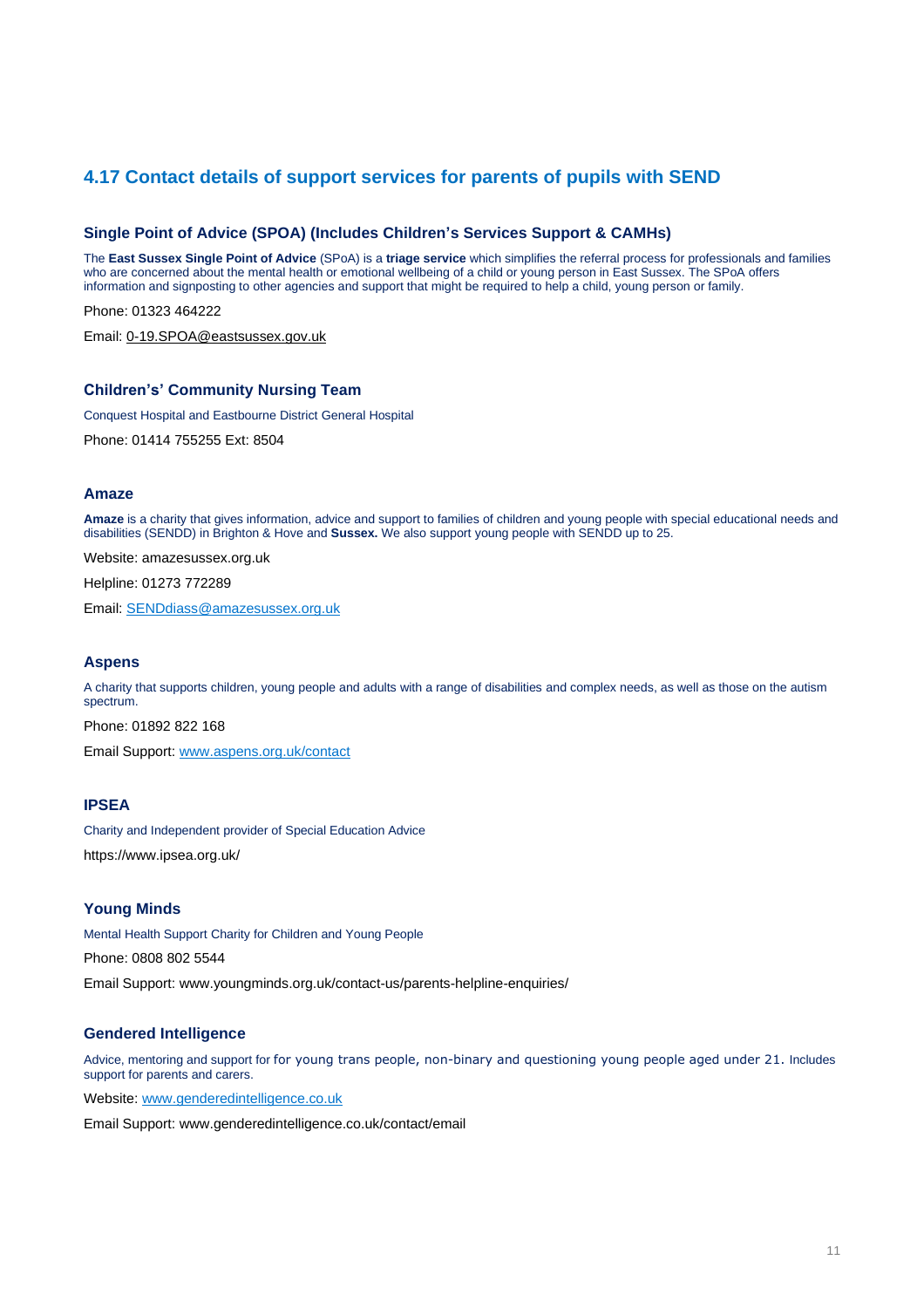## 4.17 Contact details of support services for parents of pupils with SEND

### Single Point of Advice (SPOA) (Includes Children's Services Support & CAMHs)

The **East Sussex Single Point of Advice** (SPoA) is a **triage service** which simplifies the referral process for professionals and families who are concerned about the mental health or emotional wellbeing of a child or young person in East Sussex. The SPoA offers information and signposting to other agencies and support that might be required to help a child, young person or family.

Phone: 01323 464222

Email: 0-19.SPOA@eastsussex.gov.uk

### Children's' Community Nursing Team

Conquest Hospital and Eastbourne District General Hospital

Phone: 01414 755255 Ext: 8504

### Amaze

**Amaze** is a charity that gives information, advice and support to families of children and young people with special educational needs and disabilities (SENDD) in Brighton & Hove and **Sussex.** We also support young people with SENDD up to 25.

Website: amazesussex.org.uk

Helpline: 01273 772289

Email: SENDdiass@amazesussex.org.uk

### Aspens

A charity that supports children, young people and adults with a range of disabilities and complex needs, as well as those on the autism spectrum.

Phone: 01892 822 168

Email Support: www.aspens.org.uk/contact

### IPSEA

Charity and Independent provider of Special Education Advice

https://www.ipsea.org.uk/

### Young Minds

Mental Health Support Charity for Children and Young People

Phone: 0808 802 5544

Email Support: www.youngminds.org.uk/contact-us/parents-helpline-enquiries/

### Gendered Intelligence

Advice, mentoring and support for for young trans people, non-binary and questioning young people aged under 21. Includes support for parents and carers.

Website: www.genderedintelligence.co.uk

Email Support: www.genderedintelligence.co.uk/contact/email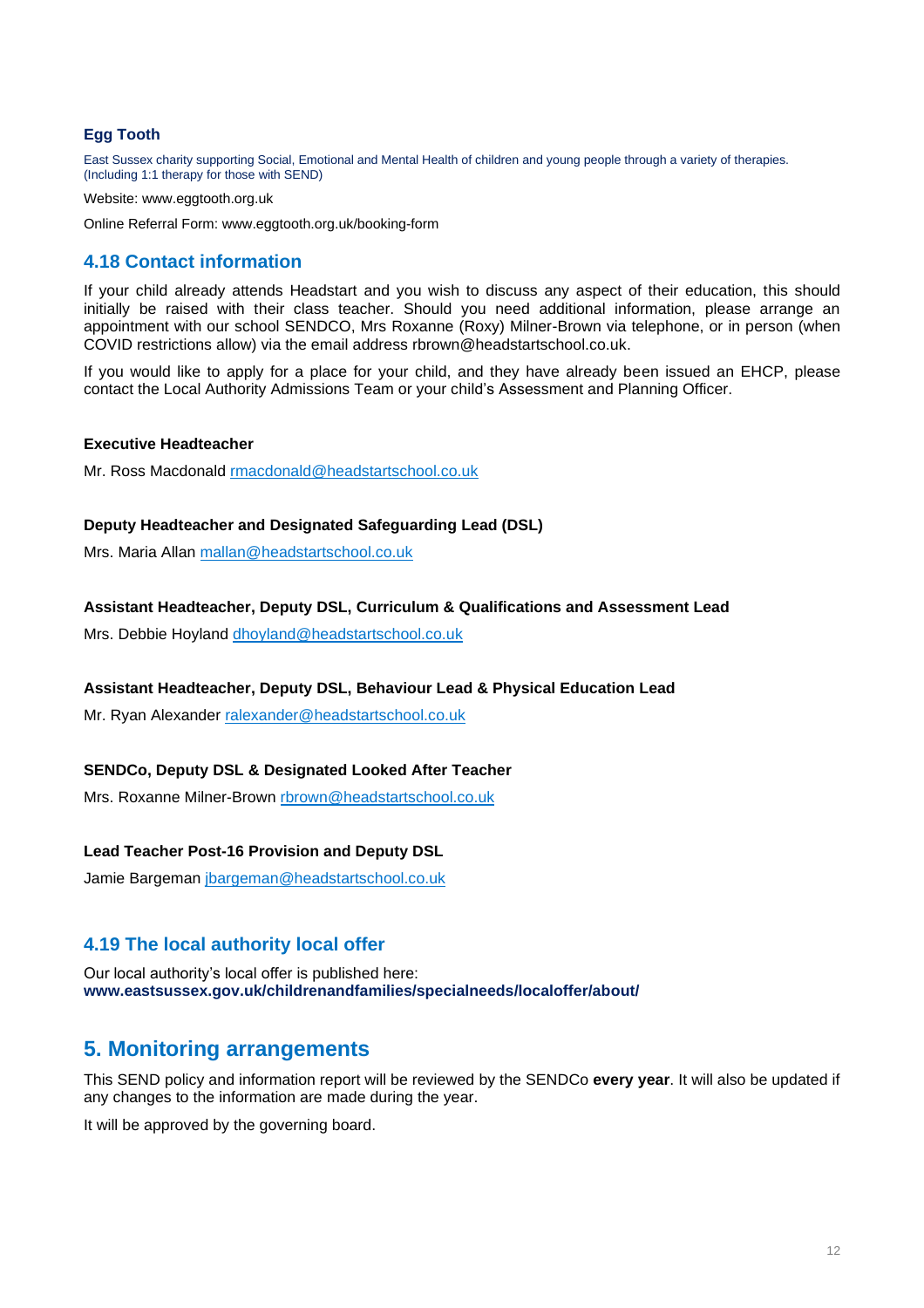**Egg Tooth**

East Sussex charity supporting Social, Emotional and Mental Health of children and young people through a variety of therapies. (Including 1:1 therapy for those with SEND)

Website: www.eggtooth.org.uk

Online Referral Form: www.eggtooth.org.uk/booking-form

### 4.18 Contact information

If your child already attends Headstart and you wish to discuss any aspect of their education, this should initially be raised with their class teacher. Should you need additional information, please arrange an appointment with our school SENDCO, Mrs Roxanne (Roxy) Milner-Brown via telephone, or in person (when COVID restrictions allow) via the email address rbrown@headstartschool.co.uk.

If you would like to apply for a place for your child, and they have already been issued an EHCP, please contact the Local Authority Admissions Team or your child's Assessment and Planning Officer.

**Executive Headteacher**

Mr. Ross Macdonald rmacdonald@headstartschool.co.uk

**Deputy Headteacher and Designated Safeguarding Lead (DSL)**

Mrs. Maria Allan mallan@headstartschool.co.uk

**Assistant Headteacher, Deputy DSL, Curriculum & Qualifications and Assessment Lead**

Mrs. Debbie Hoyland dhoyland@headstartschool.co.uk

**Assistant Headteacher, Deputy DSL, Behaviour Lead & Physical Education Lead**

Mr. Ryan Alexander ralexander@headstartschool.co.uk

**SENDCo, Deputy DSL & Designated Looked After Teacher**

Mrs. Roxanne Milner-Brown rbrown@headstartschool.co.uk

**Lead Teacher Post-16 Provision and Deputy DSL**

Jamie Bargeman jbargeman@headstartschool.co.uk

### 4.19 The local authority local offer

Our local authority's local offer is published here:
**www.eastsussex.gov.uk/childrenandfamilies/specialneeds/localoffer/about/**

## 5. Monitoring arrangements

This SEND policy and information report will be reviewed by the SENDCo **every year**. It will also be updated if any changes to the information are made during the year.

It will be approved by the governing board.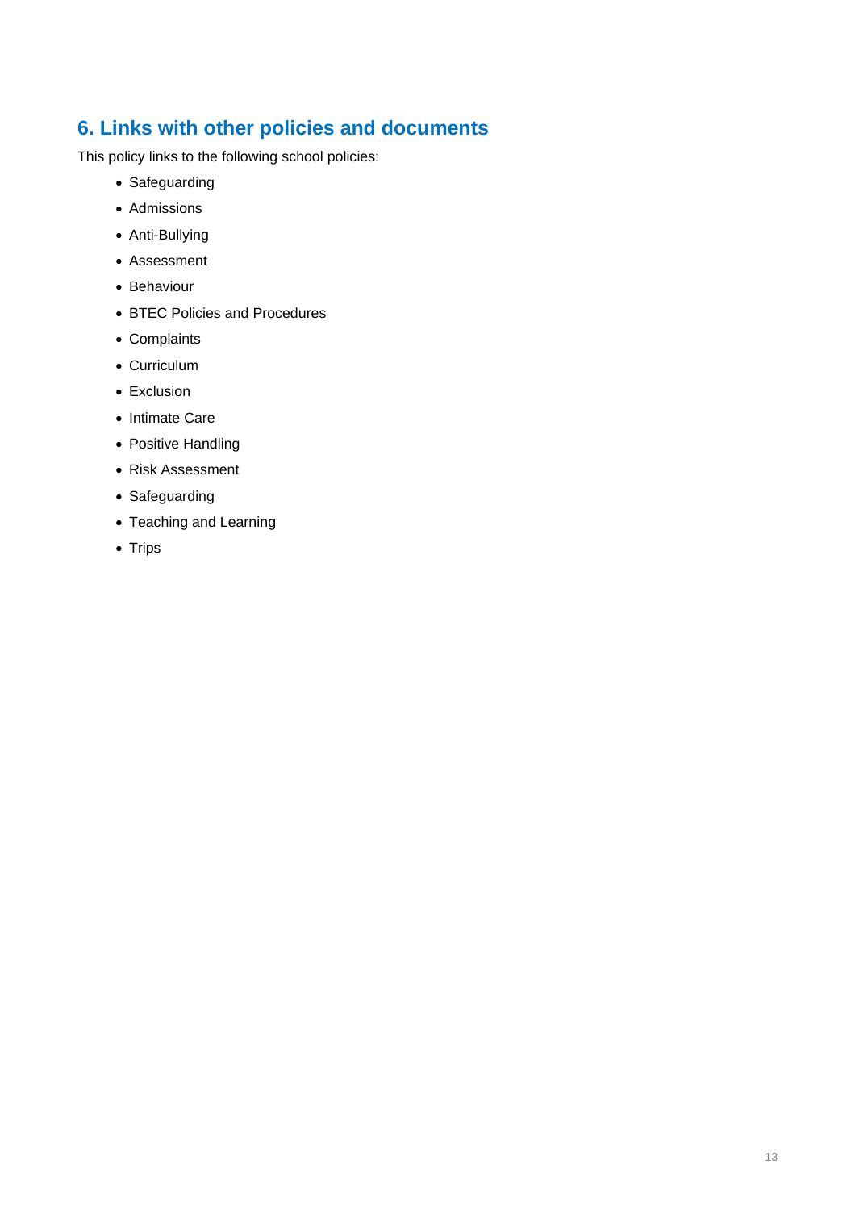## 6. Links with other policies and documents

This policy links to the following school policies:

- Safeguarding
- Admissions
- Anti-Bullying
- Assessment
- Behaviour
- BTEC Policies and Procedures
- Complaints
- Curriculum
- Exclusion
- Intimate Care
- Positive Handling
- Risk Assessment
- Safeguarding
- Teaching and Learning
- Trips